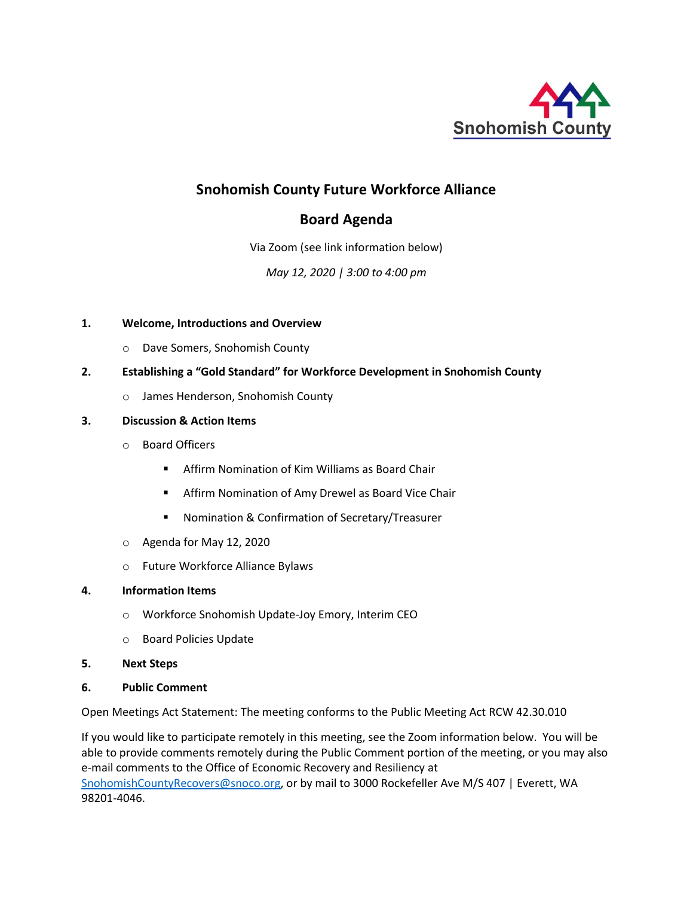Snohomish County

# Snohomish County Future Workforce Alliance

## Board Agenda

Via Zoom (see link information below)

*May 12, 2020 | 3:00 to 4:00 pm*

1. **Welcome, Introductions and Overview**
   - Dave Somers, Snohomish County
2. **Establishing a "Gold Standard" for Workforce Development in Snohomish County**
   - James Henderson, Snohomish County
3. **Discussion & Action Items**
   - Board Officers
     - Affirm Nomination of Kim Williams as Board Chair
     - Affirm Nomination of Amy Drewel as Board Vice Chair
     - Nomination & Confirmation of Secretary/Treasurer
   - Agenda for May 12, 2020
   - Future Workforce Alliance Bylaws
4. **Information Items**
   - Workforce Snohomish Update-Joy Emory, Interim CEO
   - Board Policies Update
5. **Next Steps**
6. **Public Comment**

Open Meetings Act Statement: The meeting conforms to the Public Meeting Act RCW 42.30.010

If you would like to participate remotely in this meeting, see the Zoom information below. You will be able to provide comments remotely during the Public Comment portion of the meeting, or you may also e-mail comments to the Office of Economic Recovery and Resiliency at SnohomishCountyRecovers@snoco.org, or by mail to 3000 Rockefeller Ave M/S 407 | Everett, WA 98201-4046.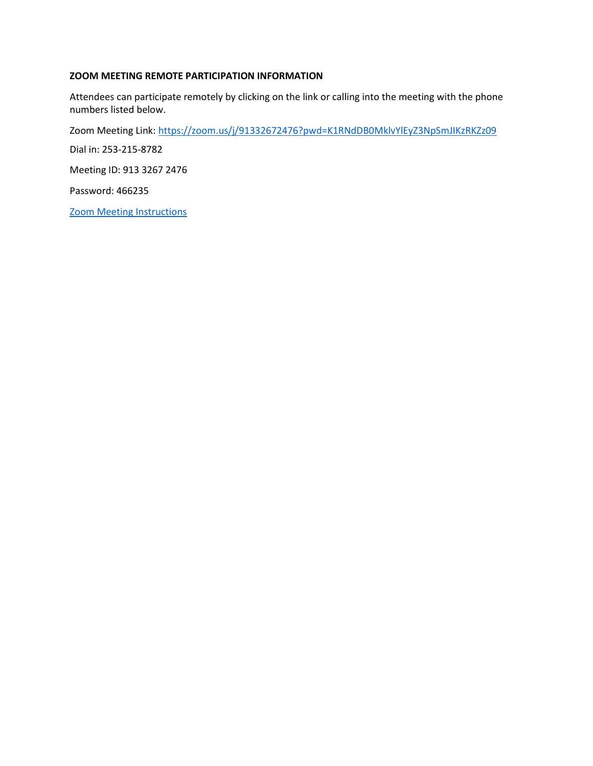**ZOOM MEETING REMOTE PARTICIPATION INFORMATION**

Attendees can participate remotely by clicking on the link or calling into the meeting with the phone numbers listed below.

Zoom Meeting Link: https://zoom.us/j/91332672476?pwd=K1RNdDB0MklvYlEyZ3NpSmJIKzRKZz09

Dial in: 253-215-8782

Meeting ID: 913 3267 2476

Password: 466235

Zoom Meeting Instructions